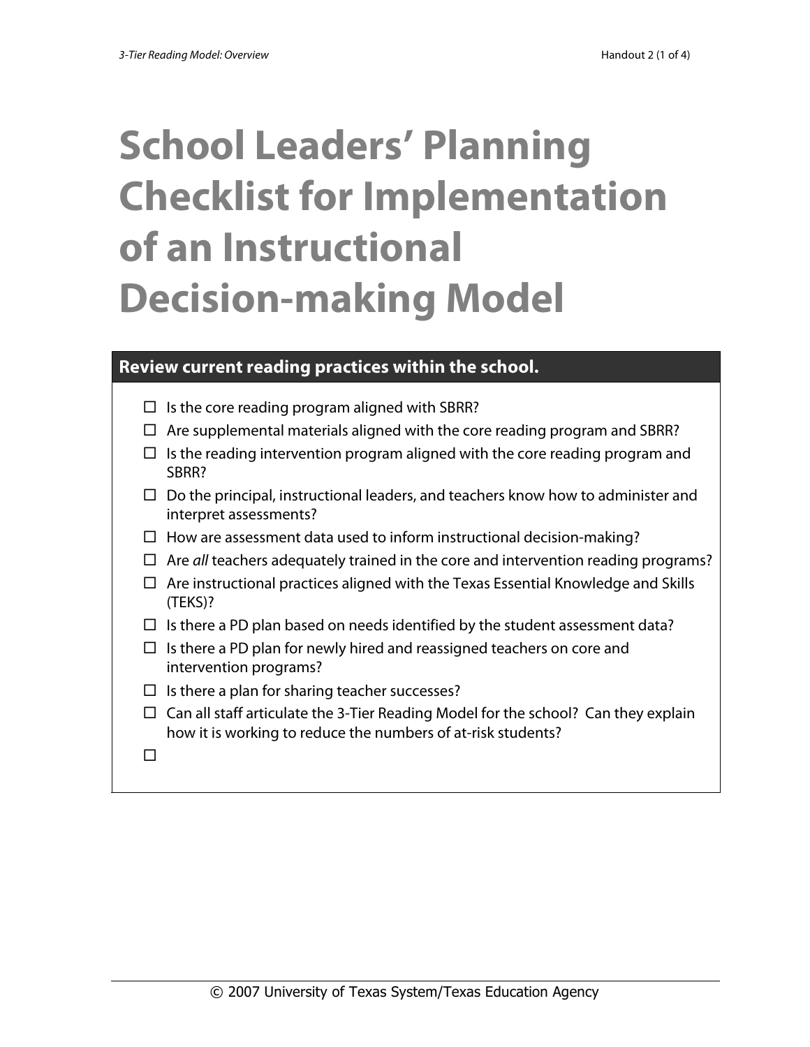# School Leaders' Planning Checklist for Implementation of an Instructional Decision-making Model

## Review current reading practices within the school.

- ☐ Is the core reading program aligned with SBRR?
- ☐ Are supplemental materials aligned with the core reading program and SBRR?
- ☐ Is the reading intervention program aligned with the core reading program and SBRR?
- ☐ Do the principal, instructional leaders, and teachers know how to administer and interpret assessments?
- ☐ How are assessment data used to inform instructional decision-making?
- ☐ Are *all* teachers adequately trained in the core and intervention reading programs?
- ☐ Are instructional practices aligned with the Texas Essential Knowledge and Skills (TEKS)?
- ☐ Is there a PD plan based on needs identified by the student assessment data?
- ☐ Is there a PD plan for newly hired and reassigned teachers on core and intervention programs?
- ☐ Is there a plan for sharing teacher successes?
- ☐ Can all staff articulate the 3-Tier Reading Model for the school? Can they explain how it is working to reduce the numbers of at-risk students?
- ☐

© 2007 University of Texas System/Texas Education Agency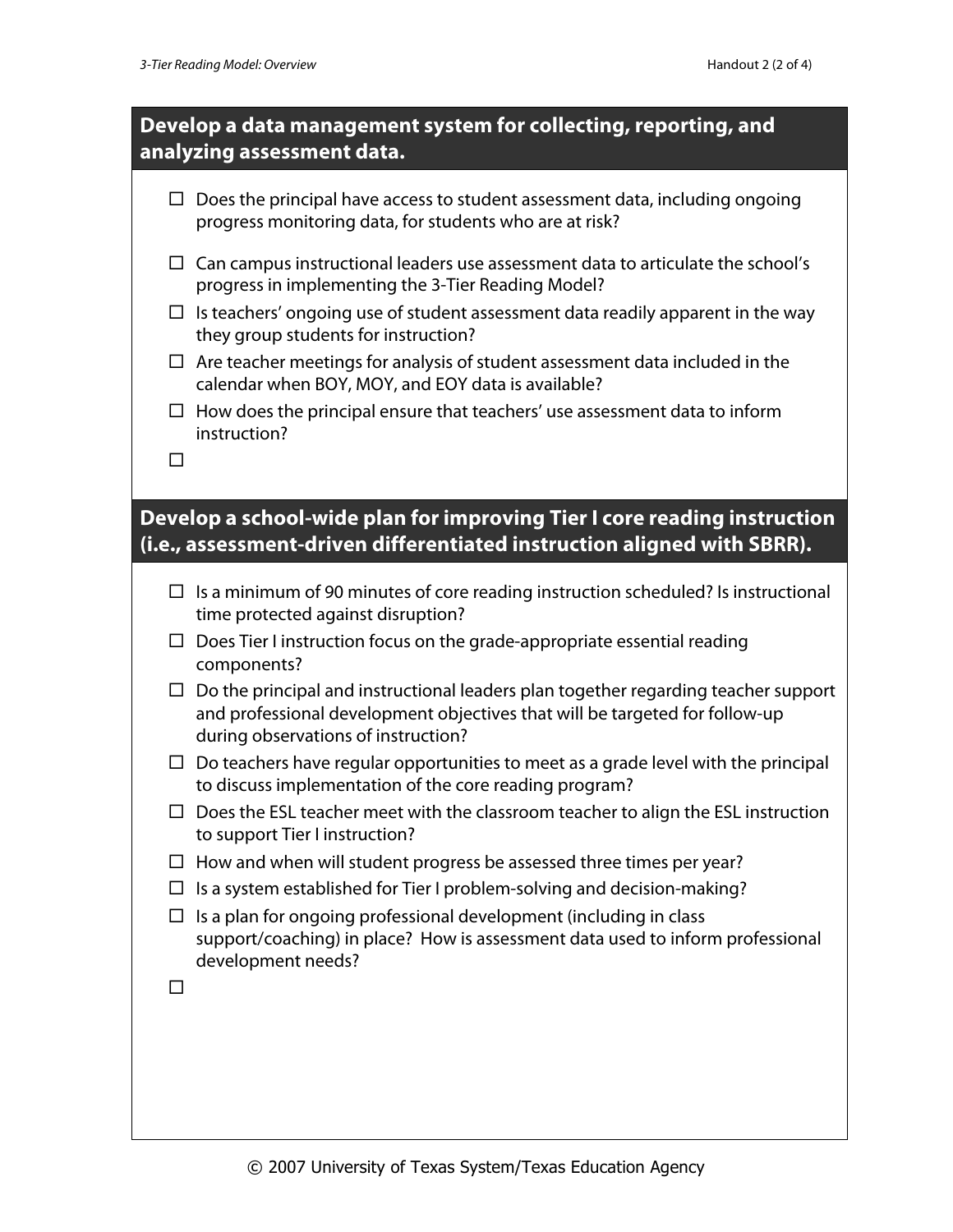## Develop a data management system for collecting, reporting, and analyzing assessment data.

- ☐ Does the principal have access to student assessment data, including ongoing progress monitoring data, for students who are at risk?
- ☐ Can campus instructional leaders use assessment data to articulate the school's progress in implementing the 3-Tier Reading Model?
- ☐ Is teachers' ongoing use of student assessment data readily apparent in the way they group students for instruction?
- ☐ Are teacher meetings for analysis of student assessment data included in the calendar when BOY, MOY, and EOY data is available?
- ☐ How does the principal ensure that teachers' use assessment data to inform instruction?
- ☐

## Develop a school-wide plan for improving Tier I core reading instruction (i.e., assessment-driven differentiated instruction aligned with SBRR).

- ☐ Is a minimum of 90 minutes of core reading instruction scheduled? Is instructional time protected against disruption?
- ☐ Does Tier I instruction focus on the grade-appropriate essential reading components?
- ☐ Do the principal and instructional leaders plan together regarding teacher support and professional development objectives that will be targeted for follow-up during observations of instruction?
- ☐ Do teachers have regular opportunities to meet as a grade level with the principal to discuss implementation of the core reading program?
- ☐ Does the ESL teacher meet with the classroom teacher to align the ESL instruction to support Tier I instruction?
- ☐ How and when will student progress be assessed three times per year?
- ☐ Is a system established for Tier I problem-solving and decision-making?
- ☐ Is a plan for ongoing professional development (including in class support/coaching) in place? How is assessment data used to inform professional development needs?
- ☐

© 2007 University of Texas System/Texas Education Agency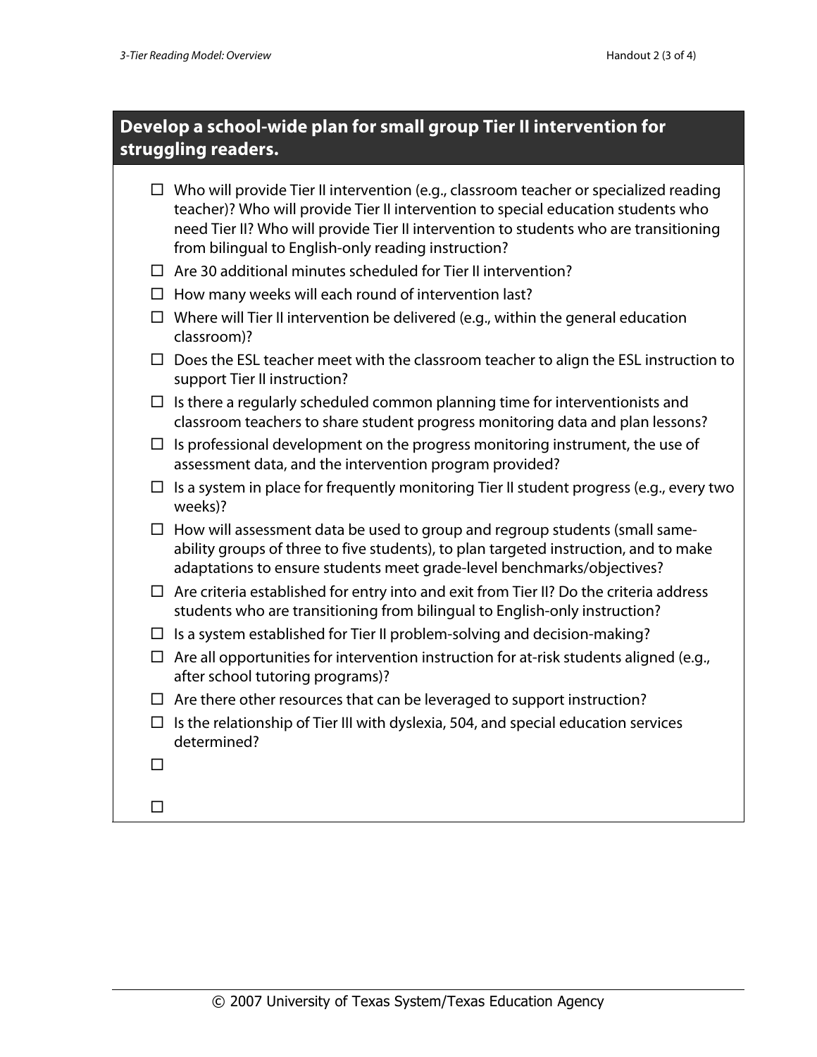## Develop a school-wide plan for small group Tier II intervention for struggling readers.

- ☐ Who will provide Tier II intervention (e.g., classroom teacher or specialized reading teacher)? Who will provide Tier II intervention to special education students who need Tier II? Who will provide Tier II intervention to students who are transitioning from bilingual to English-only reading instruction?
- ☐ Are 30 additional minutes scheduled for Tier II intervention?
- ☐ How many weeks will each round of intervention last?
- ☐ Where will Tier II intervention be delivered (e.g., within the general education classroom)?
- ☐ Does the ESL teacher meet with the classroom teacher to align the ESL instruction to support Tier II instruction?
- ☐ Is there a regularly scheduled common planning time for interventionists and classroom teachers to share student progress monitoring data and plan lessons?
- ☐ Is professional development on the progress monitoring instrument, the use of assessment data, and the intervention program provided?
- ☐ Is a system in place for frequently monitoring Tier II student progress (e.g., every two weeks)?
- ☐ How will assessment data be used to group and regroup students (small same-ability groups of three to five students), to plan targeted instruction, and to make adaptations to ensure students meet grade-level benchmarks/objectives?
- ☐ Are criteria established for entry into and exit from Tier II? Do the criteria address students who are transitioning from bilingual to English-only instruction?
- ☐ Is a system established for Tier II problem-solving and decision-making?
- ☐ Are all opportunities for intervention instruction for at-risk students aligned (e.g., after school tutoring programs)?
- ☐ Are there other resources that can be leveraged to support instruction?
- ☐ Is the relationship of Tier III with dyslexia, 504, and special education services determined?
- ☐
- ☐

© 2007 University of Texas System/Texas Education Agency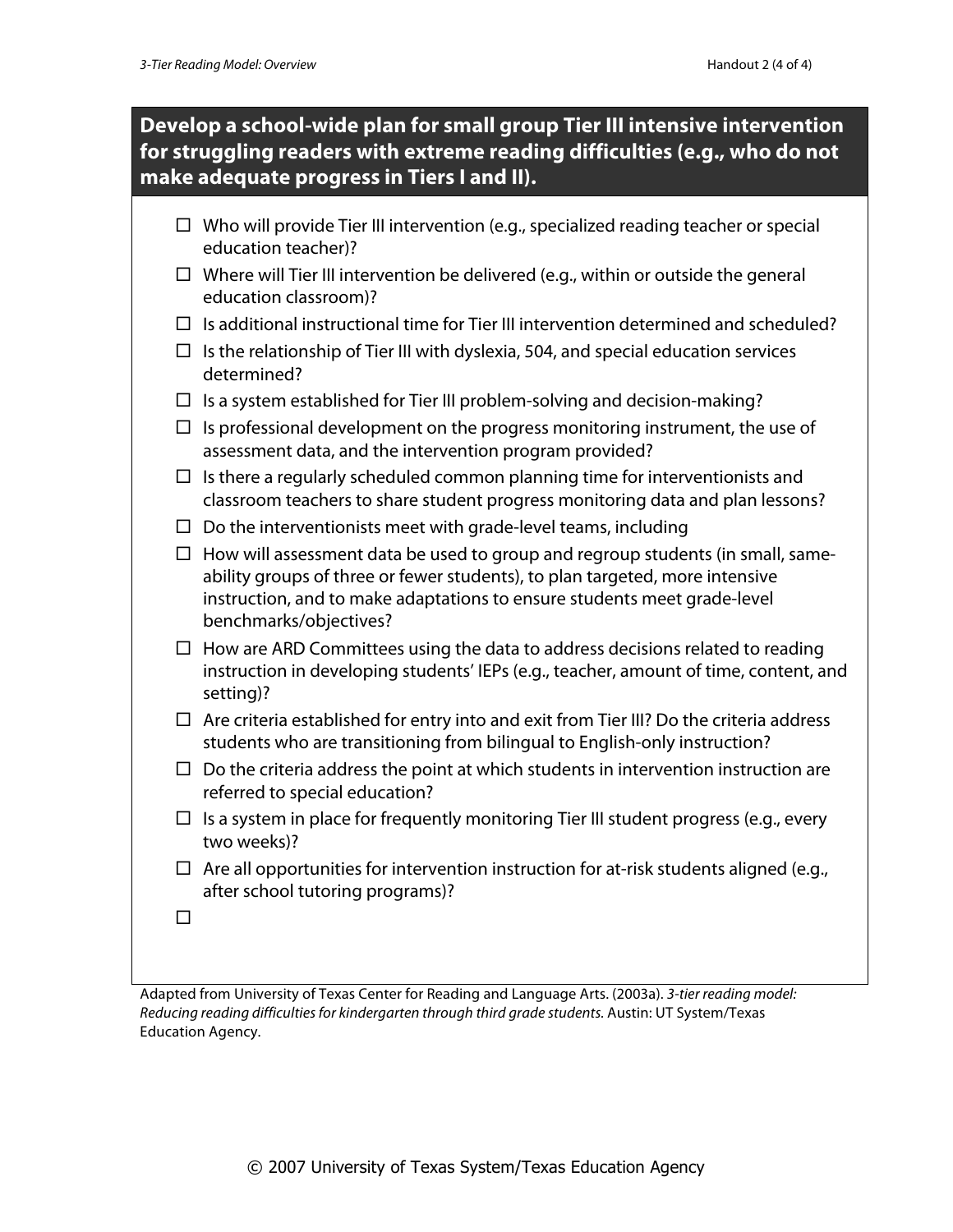## Develop a school-wide plan for small group Tier III intensive intervention for struggling readers with extreme reading difficulties (e.g., who do not make adequate progress in Tiers I and II).

- ☐ Who will provide Tier III intervention (e.g., specialized reading teacher or special education teacher)?
- ☐ Where will Tier III intervention be delivered (e.g., within or outside the general education classroom)?
- ☐ Is additional instructional time for Tier III intervention determined and scheduled?
- ☐ Is the relationship of Tier III with dyslexia, 504, and special education services determined?
- ☐ Is a system established for Tier III problem-solving and decision-making?
- ☐ Is professional development on the progress monitoring instrument, the use of assessment data, and the intervention program provided?
- ☐ Is there a regularly scheduled common planning time for interventionists and classroom teachers to share student progress monitoring data and plan lessons?
- ☐ Do the interventionists meet with grade-level teams, including
- ☐ How will assessment data be used to group and regroup students (in small, same-ability groups of three or fewer students), to plan targeted, more intensive instruction, and to make adaptations to ensure students meet grade-level benchmarks/objectives?
- ☐ How are ARD Committees using the data to address decisions related to reading instruction in developing students' IEPs (e.g., teacher, amount of time, content, and setting)?
- ☐ Are criteria established for entry into and exit from Tier III? Do the criteria address students who are transitioning from bilingual to English-only instruction?
- ☐ Do the criteria address the point at which students in intervention instruction are referred to special education?
- ☐ Is a system in place for frequently monitoring Tier III student progress (e.g., every two weeks)?
- ☐ Are all opportunities for intervention instruction for at-risk students aligned (e.g., after school tutoring programs)?
- ☐

Adapted from University of Texas Center for Reading and Language Arts. (2003a). *3-tier reading model: Reducing reading difficulties for kindergarten through third grade students.* Austin: UT System/Texas Education Agency.

© 2007 University of Texas System/Texas Education Agency